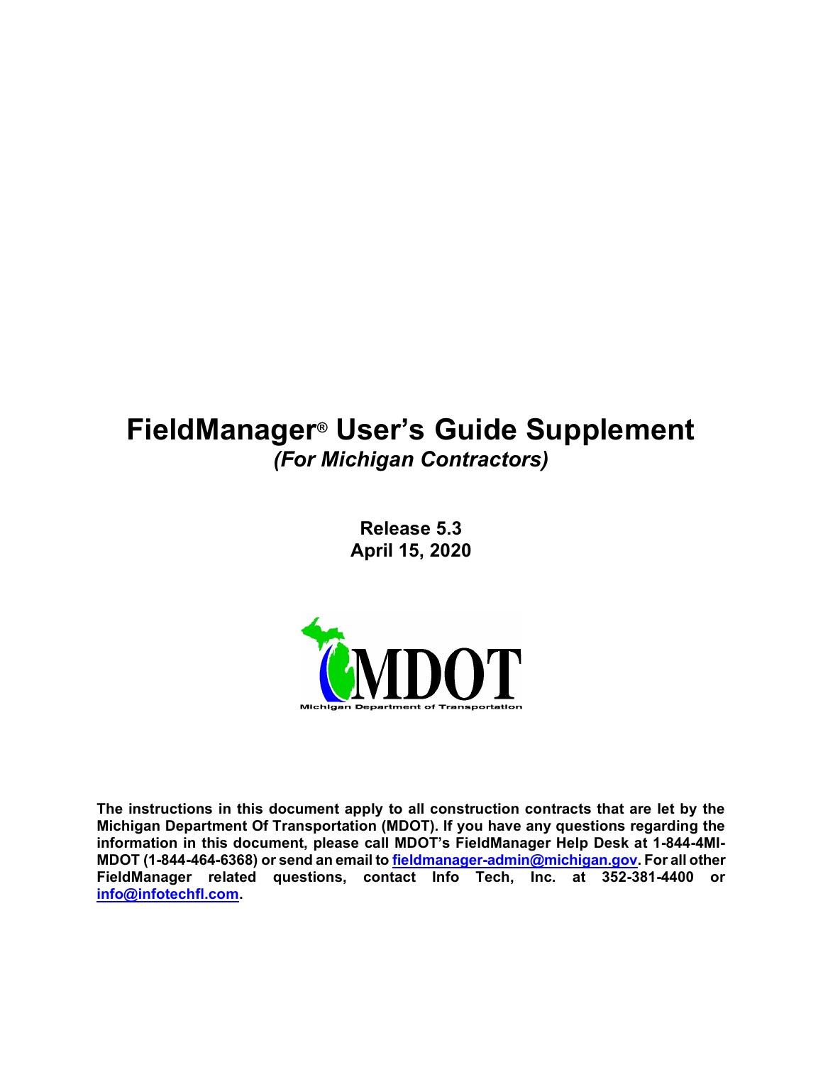# FieldManager® User's Guide Supplement

*(For Michigan Contractors)*

**Release 5.3**
**April 15, 2020**

**The instructions in this document apply to all construction contracts that are let by the Michigan Department Of Transportation (MDOT). If you have any questions regarding the information in this document, please call MDOT's FieldManager Help Desk at 1-844-4MI-MDOT (1-844-464-6368) or send an email to fieldmanager-admin@michigan.gov. For all other FieldManager related questions, contact Info Tech, Inc. at 352-381-4400 or info@infotechfl.com.**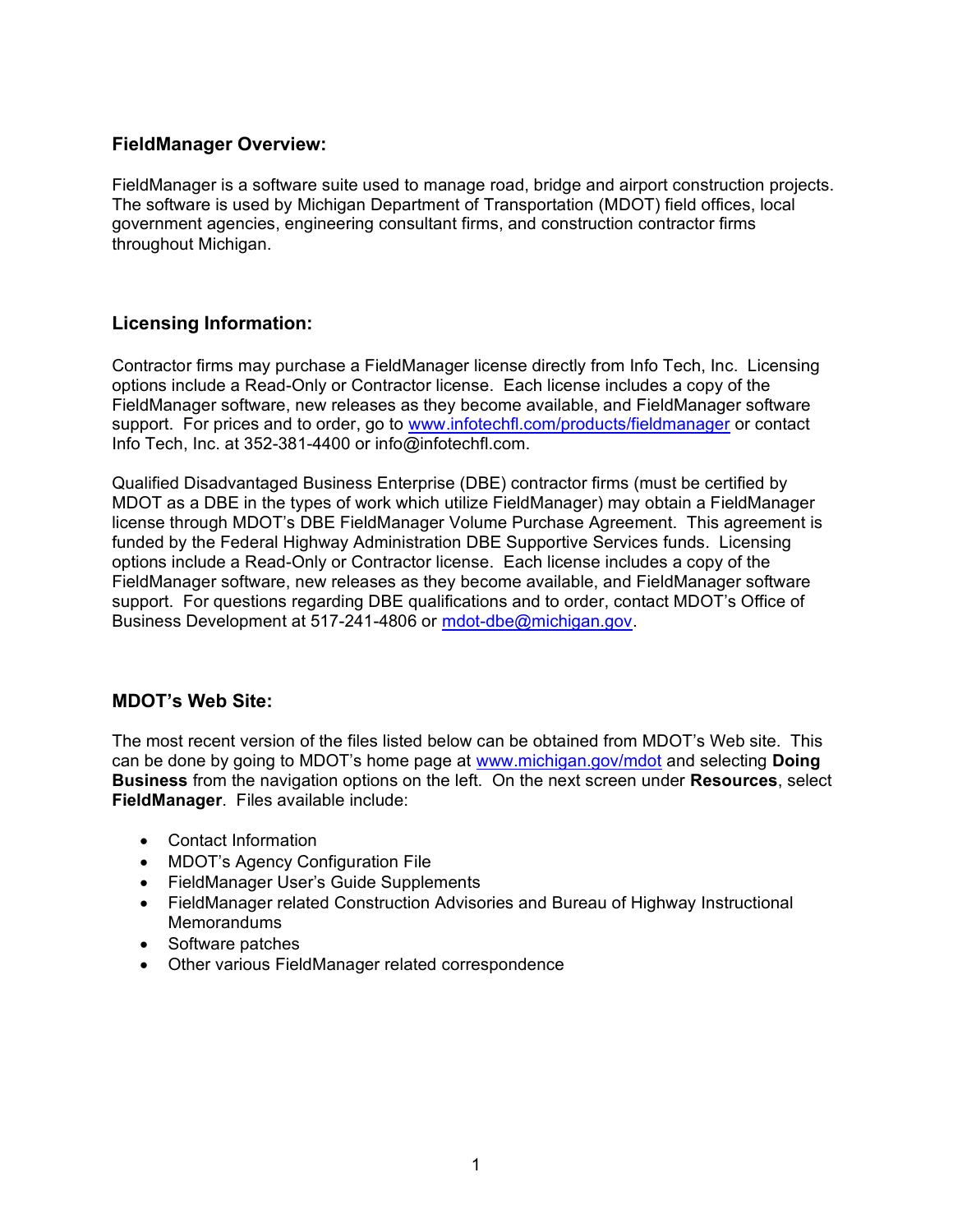## FieldManager Overview:

FieldManager is a software suite used to manage road, bridge and airport construction projects. The software is used by Michigan Department of Transportation (MDOT) field offices, local government agencies, engineering consultant firms, and construction contractor firms throughout Michigan.

## Licensing Information:

Contractor firms may purchase a FieldManager license directly from Info Tech, Inc. Licensing options include a Read-Only or Contractor license. Each license includes a copy of the FieldManager software, new releases as they become available, and FieldManager software support. For prices and to order, go to www.infotechfl.com/products/fieldmanager or contact Info Tech, Inc. at 352-381-4400 or info@infotechfl.com.

Qualified Disadvantaged Business Enterprise (DBE) contractor firms (must be certified by MDOT as a DBE in the types of work which utilize FieldManager) may obtain a FieldManager license through MDOT's DBE FieldManager Volume Purchase Agreement. This agreement is funded by the Federal Highway Administration DBE Supportive Services funds. Licensing options include a Read-Only or Contractor license. Each license includes a copy of the FieldManager software, new releases as they become available, and FieldManager software support. For questions regarding DBE qualifications and to order, contact MDOT's Office of Business Development at 517-241-4806 or mdot-dbe@michigan.gov.

## MDOT's Web Site:

The most recent version of the files listed below can be obtained from MDOT's Web site. This can be done by going to MDOT's home page at www.michigan.gov/mdot and selecting **Doing Business** from the navigation options on the left. On the next screen under **Resources**, select **FieldManager**. Files available include:

- Contact Information
- MDOT's Agency Configuration File
- FieldManager User's Guide Supplements
- FieldManager related Construction Advisories and Bureau of Highway Instructional Memorandums
- Software patches
- Other various FieldManager related correspondence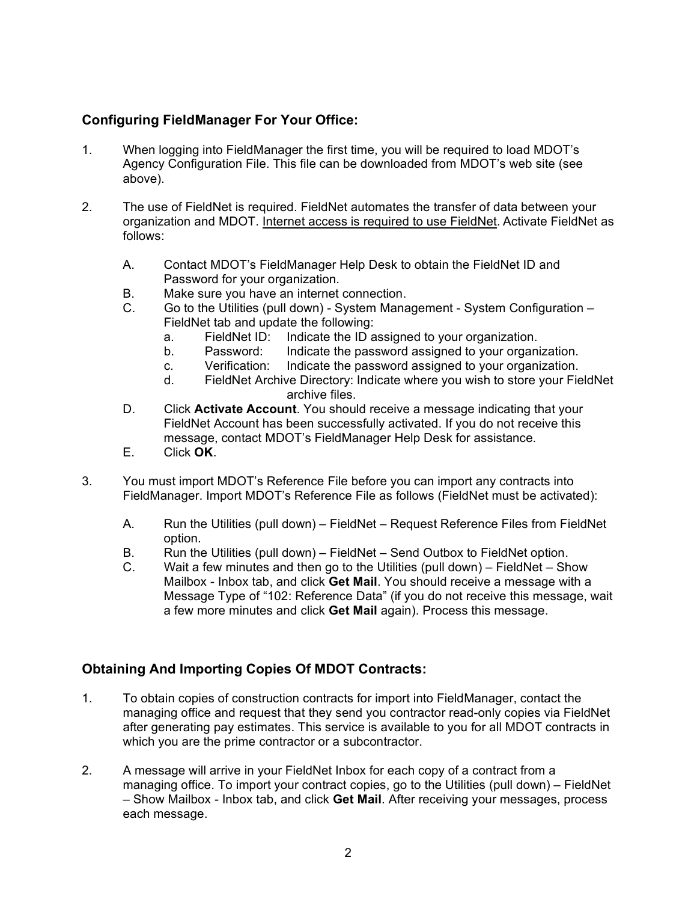## Configuring FieldManager For Your Office:

1. When logging into FieldManager the first time, you will be required to load MDOT's Agency Configuration File. This file can be downloaded from MDOT's web site (see above).

2. The use of FieldNet is required. FieldNet automates the transfer of data between your organization and MDOT. <u>Internet access is required to use FieldNet</u>. Activate FieldNet as follows:

   A. Contact MDOT's FieldManager Help Desk to obtain the FieldNet ID and Password for your organization.
   B. Make sure you have an internet connection.
   C. Go to the Utilities (pull down) - System Management - System Configuration – FieldNet tab and update the following:
      a. FieldNet ID: Indicate the ID assigned to your organization.
      b. Password: Indicate the password assigned to your organization.
      c. Verification: Indicate the password assigned to your organization.
      d. FieldNet Archive Directory: Indicate where you wish to store your FieldNet archive files.
   D. Click **Activate Account**. You should receive a message indicating that your FieldNet Account has been successfully activated. If you do not receive this message, contact MDOT's FieldManager Help Desk for assistance.
   E. Click **OK**.

3. You must import MDOT's Reference File before you can import any contracts into FieldManager. Import MDOT's Reference File as follows (FieldNet must be activated):

   A. Run the Utilities (pull down) – FieldNet – Request Reference Files from FieldNet option.
   B. Run the Utilities (pull down) – FieldNet – Send Outbox to FieldNet option.
   C. Wait a few minutes and then go to the Utilities (pull down) – FieldNet – Show Mailbox - Inbox tab, and click **Get Mail**. You should receive a message with a Message Type of "102: Reference Data" (if you do not receive this message, wait a few more minutes and click **Get Mail** again). Process this message.

## Obtaining And Importing Copies Of MDOT Contracts:

1. To obtain copies of construction contracts for import into FieldManager, contact the managing office and request that they send you contractor read-only copies via FieldNet after generating pay estimates. This service is available to you for all MDOT contracts in which you are the prime contractor or a subcontractor.

2. A message will arrive in your FieldNet Inbox for each copy of a contract from a managing office. To import your contract copies, go to the Utilities (pull down) – FieldNet – Show Mailbox - Inbox tab, and click **Get Mail**. After receiving your messages, process each message.